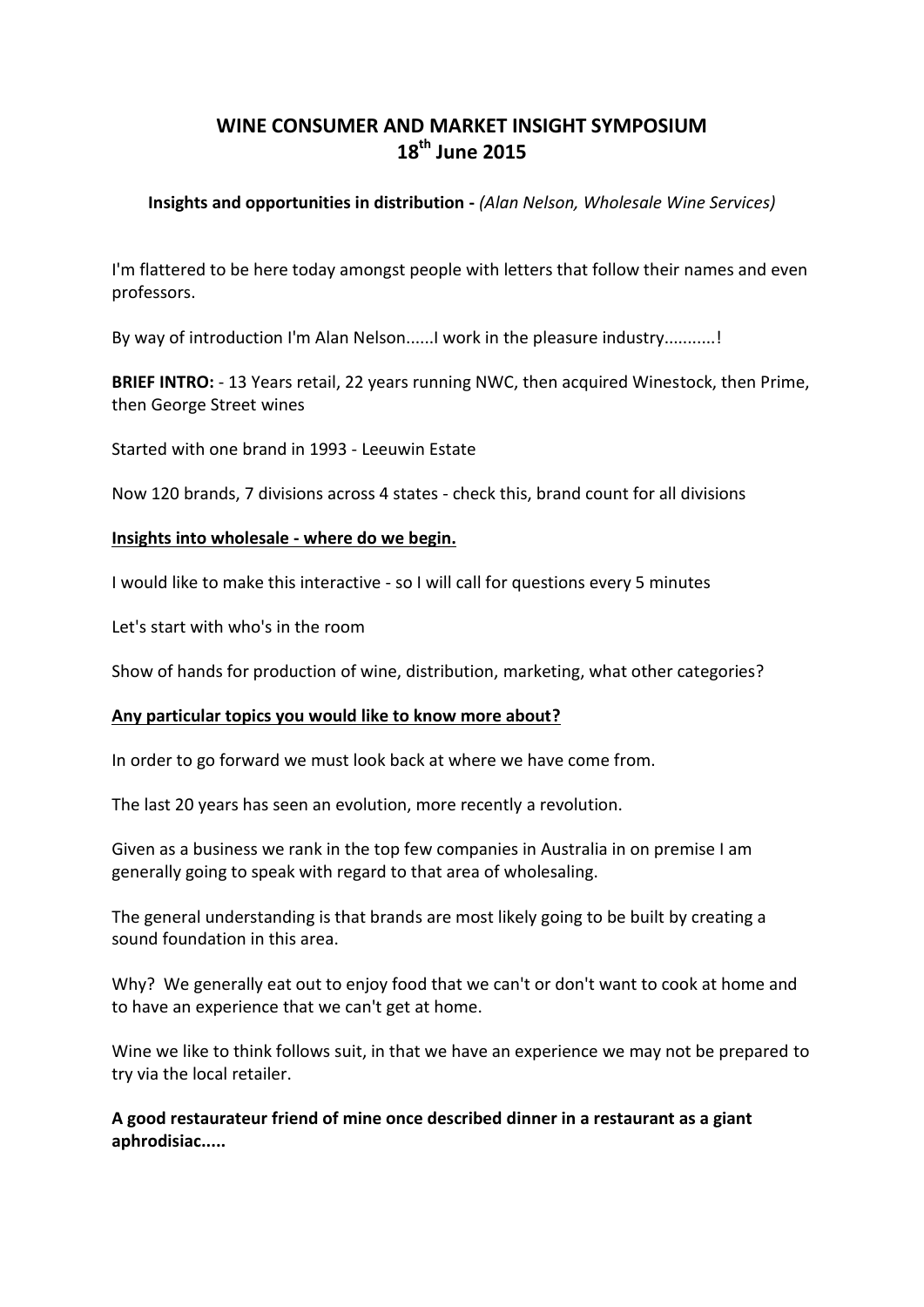# WINE CONSUMER AND MARKET INSIGHT SYMPOSIUM
# 18th June 2015

**Insights and opportunities in distribution -** *(Alan Nelson, Wholesale Wine Services)*

I'm flattered to be here today amongst people with letters that follow their names and even professors.

By way of introduction I'm Alan Nelson......I work in the pleasure industry...........!

**BRIEF INTRO:** - 13 Years retail, 22 years running NWC, then acquired Winestock, then Prime, then George Street wines

Started with one brand in 1993 - Leeuwin Estate

Now 120 brands, 7 divisions across 4 states - check this, brand count for all divisions

**<u>Insights into wholesale - where do we begin.</u>**

I would like to make this interactive - so I will call for questions every 5 minutes

Let's start with who's in the room

Show of hands for production of wine, distribution, marketing, what other categories?

**<u>Any particular topics you would like to know more about?</u>**

In order to go forward we must look back at where we have come from.

The last 20 years has seen an evolution, more recently a revolution.

Given as a business we rank in the top few companies in Australia in on premise I am generally going to speak with regard to that area of wholesaling.

The general understanding is that brands are most likely going to be built by creating a sound foundation in this area.

Why? We generally eat out to enjoy food that we can't or don't want to cook at home and to have an experience that we can't get at home.

Wine we like to think follows suit, in that we have an experience we may not be prepared to try via the local retailer.

**A good restaurateur friend of mine once described dinner in a restaurant as a giant aphrodisiac.....**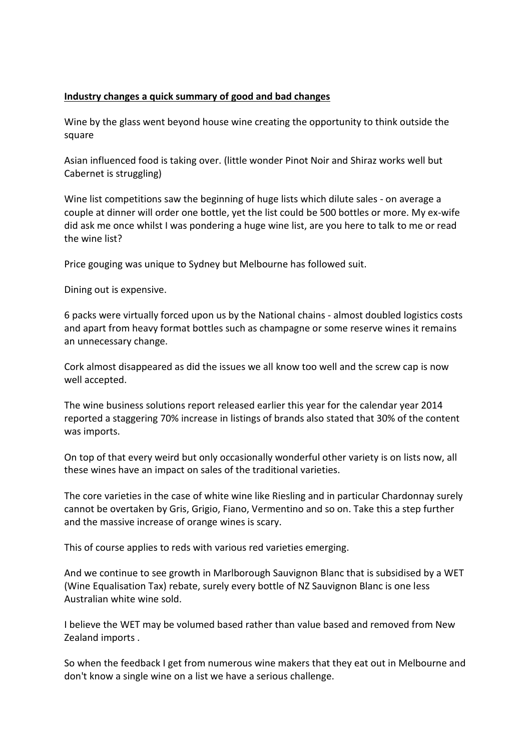**Industry changes a quick summary of good and bad changes**

Wine by the glass went beyond house wine creating the opportunity to think outside the square

Asian influenced food is taking over. (little wonder Pinot Noir and Shiraz works well but Cabernet is struggling)

Wine list competitions saw the beginning of huge lists which dilute sales - on average a couple at dinner will order one bottle, yet the list could be 500 bottles or more. My ex-wife did ask me once whilst I was pondering a huge wine list, are you here to talk to me or read the wine list?

Price gouging was unique to Sydney but Melbourne has followed suit.

Dining out is expensive.

6 packs were virtually forced upon us by the National chains - almost doubled logistics costs and apart from heavy format bottles such as champagne or some reserve wines it remains an unnecessary change.

Cork almost disappeared as did the issues we all know too well and the screw cap is now well accepted.

The wine business solutions report released earlier this year for the calendar year 2014 reported a staggering 70% increase in listings of brands also stated that 30% of the content was imports.

On top of that every weird but only occasionally wonderful other variety is on lists now, all these wines have an impact on sales of the traditional varieties.

The core varieties in the case of white wine like Riesling and in particular Chardonnay surely cannot be overtaken by Gris, Grigio, Fiano, Vermentino and so on. Take this a step further and the massive increase of orange wines is scary.

This of course applies to reds with various red varieties emerging.

And we continue to see growth in Marlborough Sauvignon Blanc that is subsidised by a WET (Wine Equalisation Tax) rebate, surely every bottle of NZ Sauvignon Blanc is one less Australian white wine sold.

I believe the WET may be volumed based rather than value based and removed from New Zealand imports .

So when the feedback I get from numerous wine makers that they eat out in Melbourne and don't know a single wine on a list we have a serious challenge.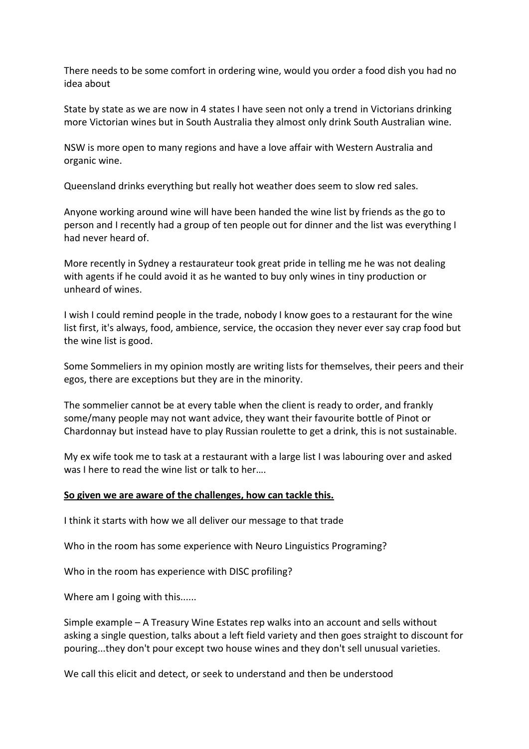There needs to be some comfort in ordering wine, would you order a food dish you had no idea about

State by state as we are now in 4 states I have seen not only a trend in Victorians drinking more Victorian wines but in South Australia they almost only drink South Australian wine.

NSW is more open to many regions and have a love affair with Western Australia and organic wine.

Queensland drinks everything but really hot weather does seem to slow red sales.

Anyone working around wine will have been handed the wine list by friends as the go to person and I recently had a group of ten people out for dinner and the list was everything I had never heard of.

More recently in Sydney a restaurateur took great pride in telling me he was not dealing with agents if he could avoid it as he wanted to buy only wines in tiny production or unheard of wines.

I wish I could remind people in the trade, nobody I know goes to a restaurant for the wine list first, it's always, food, ambience, service, the occasion they never ever say crap food but the wine list is good.

Some Sommeliers in my opinion mostly are writing lists for themselves, their peers and their egos, there are exceptions but they are in the minority.

The sommelier cannot be at every table when the client is ready to order, and frankly some/many people may not want advice, they want their favourite bottle of Pinot or Chardonnay but instead have to play Russian roulette to get a drink, this is not sustainable.

My ex wife took me to task at a restaurant with a large list I was labouring over and asked was I here to read the wine list or talk to her….

**<u>So given we are aware of the challenges, how can tackle this.</u>**

I think it starts with how we all deliver our message to that trade

Who in the room has some experience with Neuro Linguistics Programing?

Who in the room has experience with DISC profiling?

Where am I going with this......

Simple example – A Treasury Wine Estates rep walks into an account and sells without asking a single question, talks about a left field variety and then goes straight to discount for pouring...they don't pour except two house wines and they don't sell unusual varieties.

We call this elicit and detect, or seek to understand and then be understood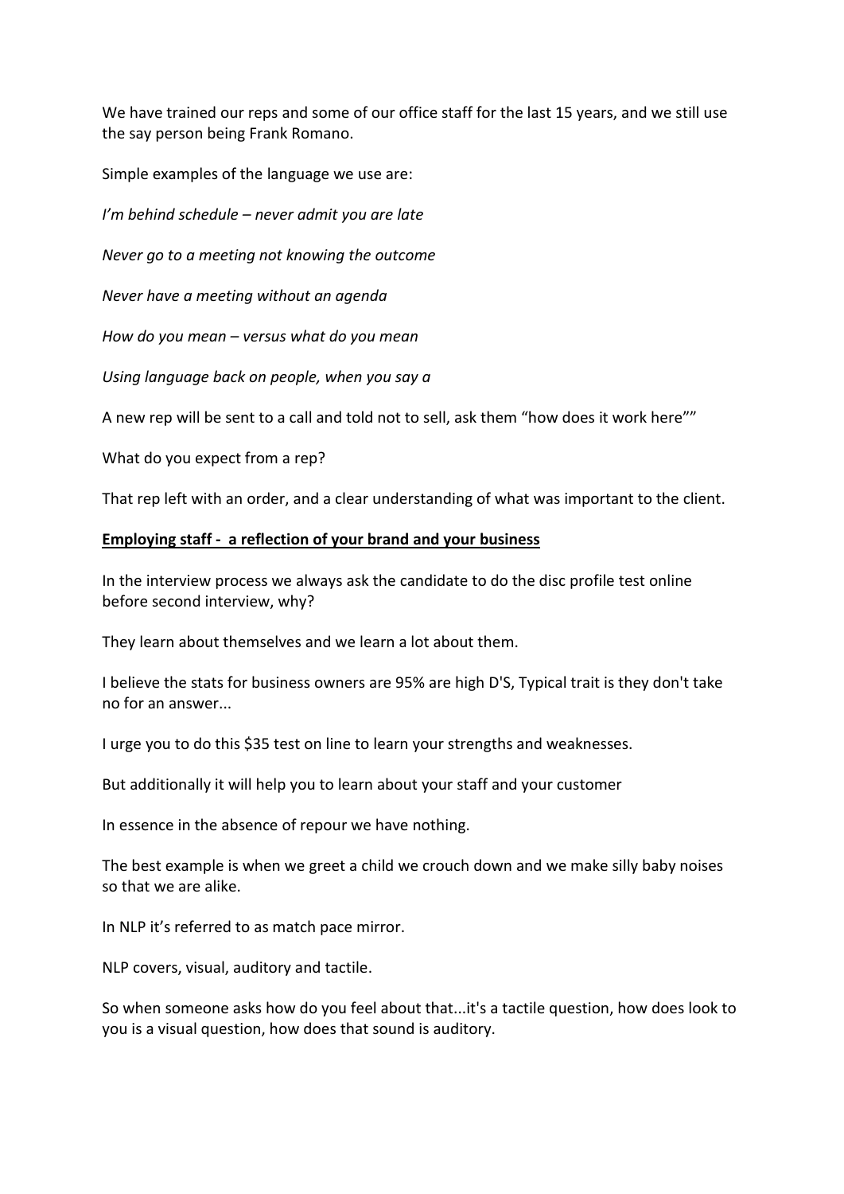We have trained our reps and some of our office staff for the last 15 years, and we still use the say person being Frank Romano.

Simple examples of the language we use are:

*I'm behind schedule – never admit you are late*

*Never go to a meeting not knowing the outcome*

*Never have a meeting without an agenda*

*How do you mean – versus what do you mean*

*Using language back on people, when you say a*

A new rep will be sent to a call and told not to sell, ask them "how does it work here""

What do you expect from a rep?

That rep left with an order, and a clear understanding of what was important to the client.

**Employing staff - a reflection of your brand and your business**

In the interview process we always ask the candidate to do the disc profile test online before second interview, why?

They learn about themselves and we learn a lot about them.

I believe the stats for business owners are 95% are high D'S, Typical trait is they don't take no for an answer...

I urge you to do this $35 test on line to learn your strengths and weaknesses.

But additionally it will help you to learn about your staff and your customer

In essence in the absence of repour we have nothing.

The best example is when we greet a child we crouch down and we make silly baby noises so that we are alike.

In NLP it's referred to as match pace mirror.

NLP covers, visual, auditory and tactile.

So when someone asks how do you feel about that...it's a tactile question, how does look to you is a visual question, how does that sound is auditory.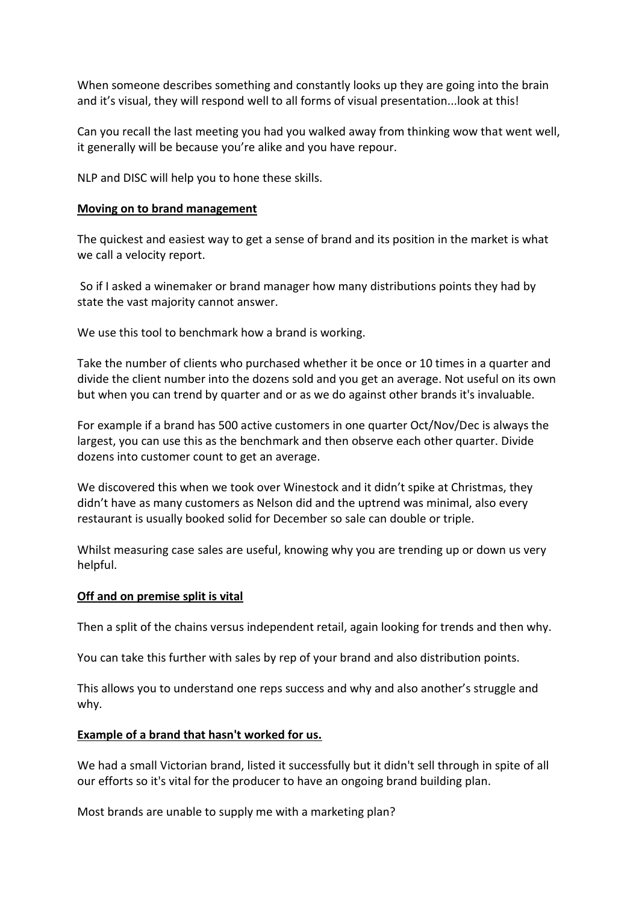When someone describes something and constantly looks up they are going into the brain and it's visual, they will respond well to all forms of visual presentation...look at this!

Can you recall the last meeting you had you walked away from thinking wow that went well, it generally will be because you're alike and you have repour.

NLP and DISC will help you to hone these skills.

**<u>Moving on to brand management</u>**

The quickest and easiest way to get a sense of brand and its position in the market is what we call a velocity report.

So if I asked a winemaker or brand manager how many distributions points they had by state the vast majority cannot answer.

We use this tool to benchmark how a brand is working.

Take the number of clients who purchased whether it be once or 10 times in a quarter and divide the client number into the dozens sold and you get an average. Not useful on its own but when you can trend by quarter and or as we do against other brands it's invaluable.

For example if a brand has 500 active customers in one quarter Oct/Nov/Dec is always the largest, you can use this as the benchmark and then observe each other quarter. Divide dozens into customer count to get an average.

We discovered this when we took over Winestock and it didn't spike at Christmas, they didn't have as many customers as Nelson did and the uptrend was minimal, also every restaurant is usually booked solid for December so sale can double or triple.

Whilst measuring case sales are useful, knowing why you are trending up or down us very helpful.

**<u>Off and on premise split is vital</u>**

Then a split of the chains versus independent retail, again looking for trends and then why.

You can take this further with sales by rep of your brand and also distribution points.

This allows you to understand one reps success and why and also another's struggle and why.

**<u>Example of a brand that hasn't worked for us.</u>**

We had a small Victorian brand, listed it successfully but it didn't sell through in spite of all our efforts so it's vital for the producer to have an ongoing brand building plan.

Most brands are unable to supply me with a marketing plan?